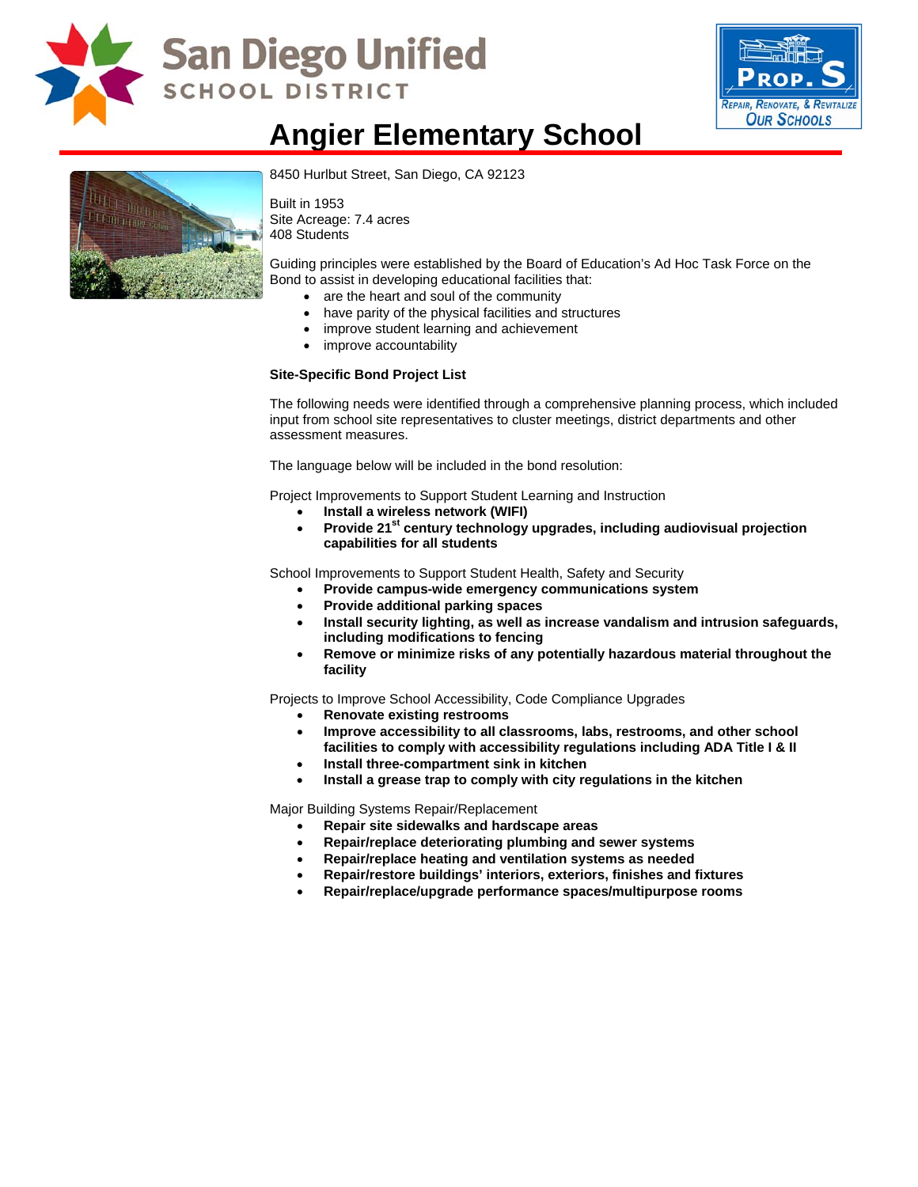# Angier Elementary School

8450 Hurlbut Street, San Diego, CA 92123

Built in 1953
Site Acreage: 7.4 acres
408 Students

Guiding principles were established by the Board of Education's Ad Hoc Task Force on the Bond to assist in developing educational facilities that:

- are the heart and soul of the community
- have parity of the physical facilities and structures
- improve student learning and achievement
- improve accountability

**Site-Specific Bond Project List**

The following needs were identified through a comprehensive planning process, which included input from school site representatives to cluster meetings, district departments and other assessment measures.

The language below will be included in the bond resolution:

Project Improvements to Support Student Learning and Instruction

- **Install a wireless network (WIFI)**
- **Provide 21st century technology upgrades, including audiovisual projection capabilities for all students**

School Improvements to Support Student Health, Safety and Security

- **Provide campus-wide emergency communications system**
- **Provide additional parking spaces**
- **Install security lighting, as well as increase vandalism and intrusion safeguards, including modifications to fencing**
- **Remove or minimize risks of any potentially hazardous material throughout the facility**

Projects to Improve School Accessibility, Code Compliance Upgrades

- **Renovate existing restrooms**
- **Improve accessibility to all classrooms, labs, restrooms, and other school facilities to comply with accessibility regulations including ADA Title I & II**
- **Install three-compartment sink in kitchen**
- **Install a grease trap to comply with city regulations in the kitchen**

Major Building Systems Repair/Replacement

- **Repair site sidewalks and hardscape areas**
- **Repair/replace deteriorating plumbing and sewer systems**
- **Repair/replace heating and ventilation systems as needed**
- **Repair/restore buildings' interiors, exteriors, finishes and fixtures**
- **Repair/replace/upgrade performance spaces/multipurpose rooms**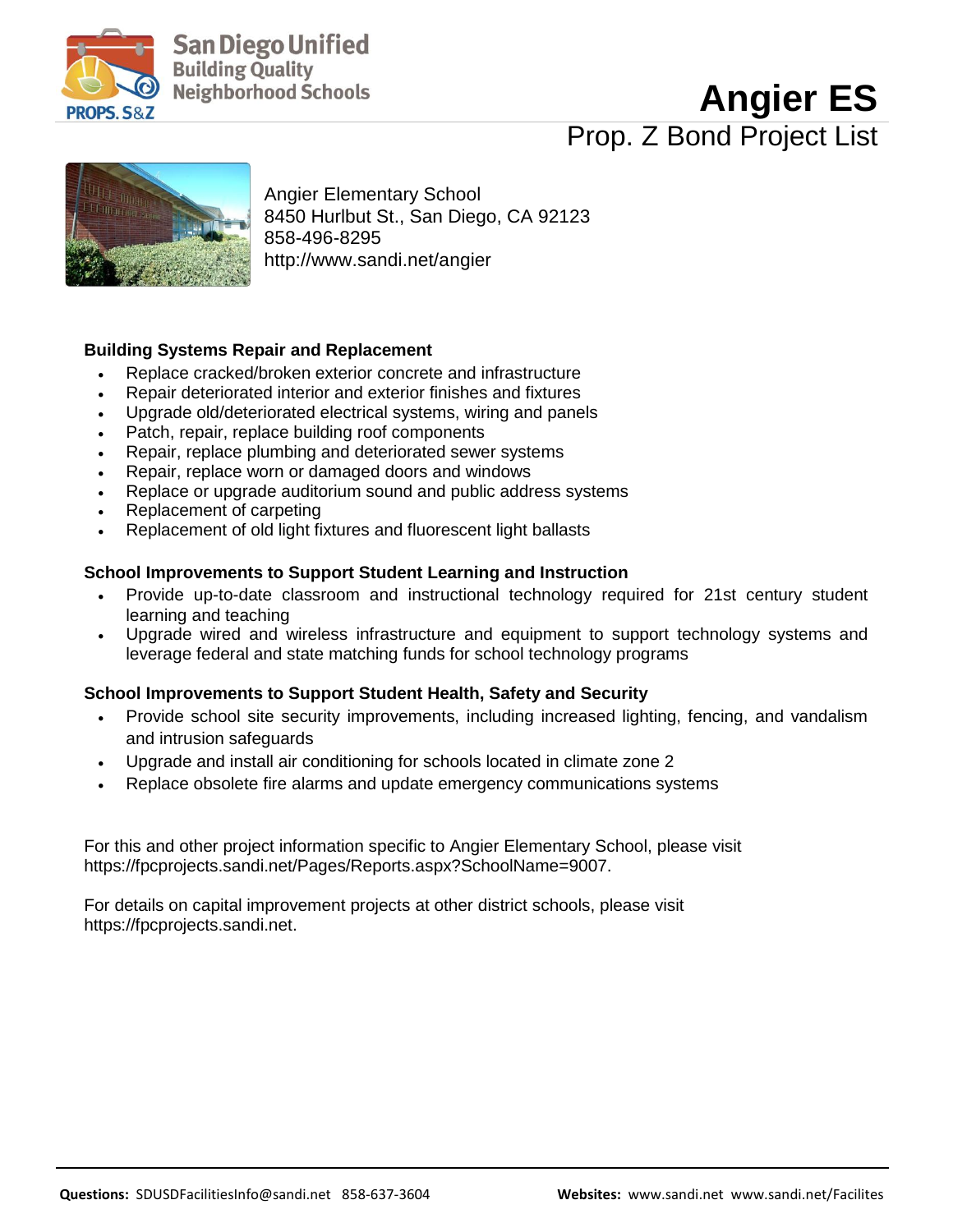San Diego Unified Building Quality Neighborhood Schools

PROPS. S&Z

# Angier ES

## Prop. Z Bond Project List

Angier Elementary School
8450 Hurlbut St., San Diego, CA 92123
858-496-8295
http://www.sandi.net/angier

### Building Systems Repair and Replacement

- Replace cracked/broken exterior concrete and infrastructure
- Repair deteriorated interior and exterior finishes and fixtures
- Upgrade old/deteriorated electrical systems, wiring and panels
- Patch, repair, replace building roof components
- Repair, replace plumbing and deteriorated sewer systems
- Repair, replace worn or damaged doors and windows
- Replace or upgrade auditorium sound and public address systems
- Replacement of carpeting
- Replacement of old light fixtures and fluorescent light ballasts

### School Improvements to Support Student Learning and Instruction

- Provide up-to-date classroom and instructional technology required for 21st century student learning and teaching
- Upgrade wired and wireless infrastructure and equipment to support technology systems and leverage federal and state matching funds for school technology programs

### School Improvements to Support Student Health, Safety and Security

- Provide school site security improvements, including increased lighting, fencing, and vandalism and intrusion safeguards
- Upgrade and install air conditioning for schools located in climate zone 2
- Replace obsolete fire alarms and update emergency communications systems

For this and other project information specific to Angier Elementary School, please visit https://fpcprojects.sandi.net/Pages/Reports.aspx?SchoolName=9007.

For details on capital improvement projects at other district schools, please visit https://fpcprojects.sandi.net.

**Questions:** SDUSDFacilitiesInfo@sandi.net 858-637-3604 **Websites:** www.sandi.net www.sandi.net/Facilites